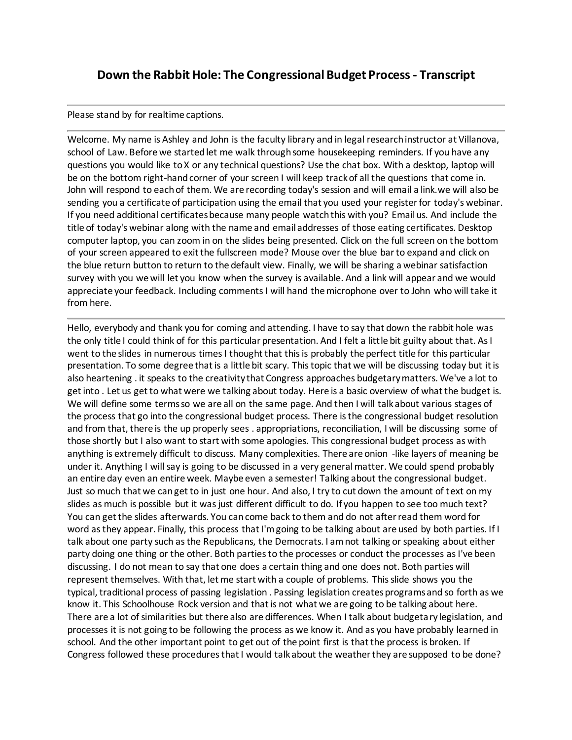# Down the Rabbit Hole: The Congressional Budget Process - Transcript

---

Please stand by for realtime captions.

---

Welcome. My name is Ashley and John is the faculty library and in legal research instructor at Villanova, school of Law. Before we started let me walk through some housekeeping reminders. If you have any questions you would like to X or any technical questions? Use the chat box. With a desktop, laptop will be on the bottom right-hand corner of your screen I will keep track of all the questions that come in. John will respond to each of them. We are recording today's session and will email a link.we will also be sending you a certificate of participation using the email that you used your register for today's webinar. If you need additional certificates because many people watch this with you? Email us. And include the title of today's webinar along with the name and email addresses of those eating certificates. Desktop computer laptop, you can zoom in on the slides being presented. Click on the full screen on the bottom of your screen appeared to exit the fullscreen mode? Mouse over the blue bar to expand and click on the blue return button to return to the default view. Finally, we will be sharing a webinar satisfaction survey with you we will let you know when the survey is available. And a link will appear and we would appreciate your feedback. Including comments I will hand the microphone over to John who will take it from here.

---

Hello, everybody and thank you for coming and attending. I have to say that down the rabbit hole was the only title I could think of for this particular presentation. And I felt a little bit guilty about that. As I went to the slides in numerous times I thought that this is probably the perfect title for this particular presentation. To some degree that is a little bit scary. This topic that we will be discussing today but it is also heartening . it speaks to the creativity that Congress approaches budgetary matters. We've a lot to get into . Let us get to what were we talking about today. Here is a basic overview of what the budget is. We will define some terms so we are all on the same page. And then I will talk about various stages of the process that go into the congressional budget process. There is the congressional budget resolution and from that, there is the up properly sees . appropriations, reconciliation, I will be discussing some of those shortly but I also want to start with some apologies. This congressional budget process as with anything is extremely difficult to discuss. Many complexities. There are onion -like layers of meaning be under it. Anything I will say is going to be discussed in a very general matter. We could spend probably an entire day even an entire week. Maybe even a semester! Talking about the congressional budget. Just so much that we can get to in just one hour. And also, I try to cut down the amount of text on my slides as much is possible but it was just different difficult to do. If you happen to see too much text? You can get the slides afterwards. You can come back to them and do not after read them word for word as they appear. Finally, this process that I'm going to be talking about are used by both parties. If I talk about one party such as the Republicans, the Democrats. I am not talking or speaking about either party doing one thing or the other. Both parties to the processes or conduct the processes as I've been discussing. I do not mean to say that one does a certain thing and one does not. Both parties will represent themselves. With that, let me start with a couple of problems. This slide shows you the typical, traditional process of passing legislation . Passing legislation creates programs and so forth as we know it. This Schoolhouse Rock version and that is not what we are going to be talking about here. There are a lot of similarities but there also are differences. When I talk about budgetary legislation, and processes it is not going to be following the process as we know it. And as you have probably learned in school. And the other important point to get out of the point first is that the process is broken. If Congress followed these procedures that I would talk about the weather they are supposed to be done?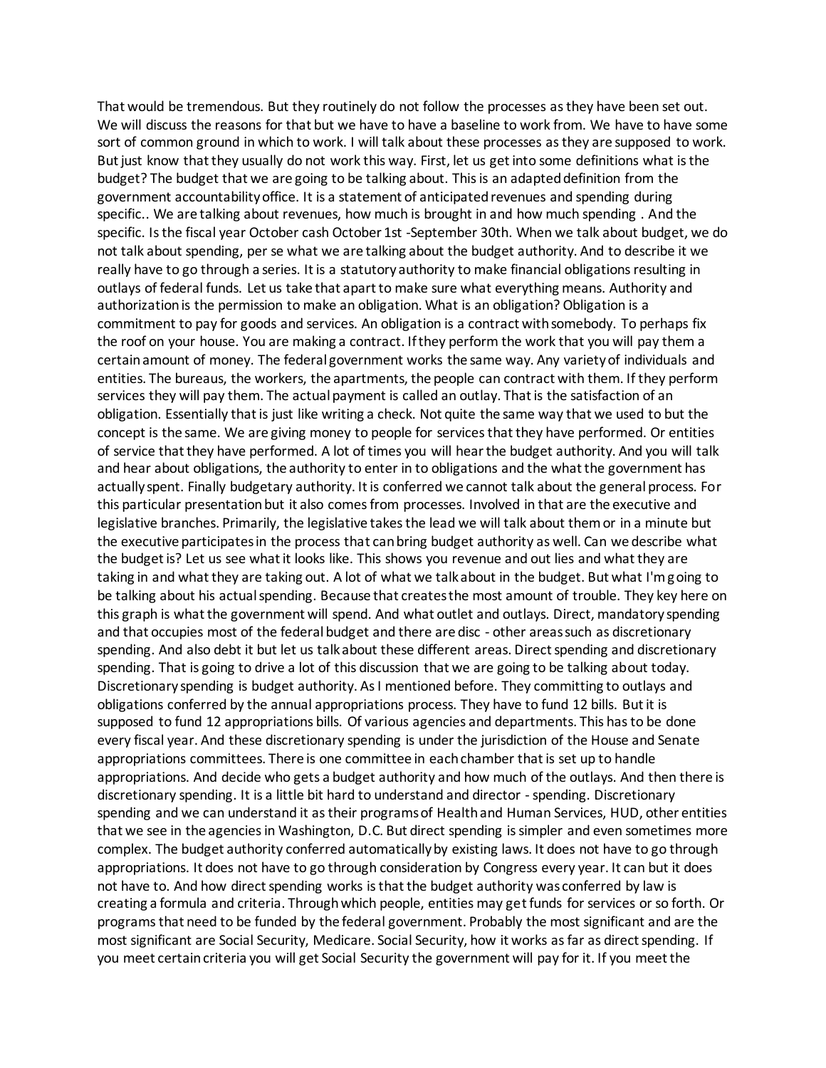That would be tremendous. But they routinely do not follow the processes as they have been set out. We will discuss the reasons for that but we have to have a baseline to work from. We have to have some sort of common ground in which to work. I will talk about these processes as they are supposed to work. But just know that they usually do not work this way. First, let us get into some definitions what is the budget? The budget that we are going to be talking about. This is an adapted definition from the government accountability office. It is a statement of anticipated revenues and spending during specific.. We are talking about revenues, how much is brought in and how much spending . And the specific. Is the fiscal year October cash October 1st -September 30th. When we talk about budget, we do not talk about spending, per se what we are talking about the budget authority. And to describe it we really have to go through a series. It is a statutory authority to make financial obligations resulting in outlays of federal funds. Let us take that apart to make sure what everything means. Authority and authorization is the permission to make an obligation. What is an obligation? Obligation is a commitment to pay for goods and services. An obligation is a contract with somebody. To perhaps fix the roof on your house. You are making a contract. If they perform the work that you will pay them a certain amount of money. The federal government works the same way. Any variety of individuals and entities. The bureaus, the workers, the apartments, the people can contract with them. If they perform services they will pay them. The actual payment is called an outlay. That is the satisfaction of an obligation. Essentially that is just like writing a check. Not quite the same way that we used to but the concept is the same. We are giving money to people for services that they have performed. Or entities of service that they have performed. A lot of times you will hear the budget authority. And you will talk and hear about obligations, the authority to enter in to obligations and the what the government has actually spent. Finally budgetary authority. It is conferred we cannot talk about the general process. For this particular presentation but it also comes from processes. Involved in that are the executive and legislative branches. Primarily, the legislative takes the lead we will talk about them or in a minute but the executive participates in the process that can bring budget authority as well. Can we describe what the budget is? Let us see what it looks like. This shows you revenue and out lies and what they are taking in and what they are taking out. A lot of what we talk about in the budget. But what I'm going to be talking about his actual spending. Because that creates the most amount of trouble. They key here on this graph is what the government will spend. And what outlet and outlays. Direct, mandatory spending and that occupies most of the federal budget and there are disc - other areas such as discretionary spending. And also debt it but let us talk about these different areas. Direct spending and discretionary spending. That is going to drive a lot of this discussion that we are going to be talking about today. Discretionary spending is budget authority. As I mentioned before. They committing to outlays and obligations conferred by the annual appropriations process. They have to fund 12 bills. But it is supposed to fund 12 appropriations bills. Of various agencies and departments. This has to be done every fiscal year. And these discretionary spending is under the jurisdiction of the House and Senate appropriations committees. There is one committee in each chamber that is set up to handle appropriations. And decide who gets a budget authority and how much of the outlays. And then there is discretionary spending. It is a little bit hard to understand and director - spending. Discretionary spending and we can understand it as their programs of Health and Human Services, HUD, other entities that we see in the agencies in Washington, D.C. But direct spending is simpler and even sometimes more complex. The budget authority conferred automatically by existing laws. It does not have to go through appropriations. It does not have to go through consideration by Congress every year. It can but it does not have to. And how direct spending works is that the budget authority was conferred by law is creating a formula and criteria. Through which people, entities may get funds for services or so forth. Or programs that need to be funded by the federal government. Probably the most significant and are the most significant are Social Security, Medicare. Social Security, how it works as far as direct spending. If you meet certain criteria you will get Social Security the government will pay for it. If you meet the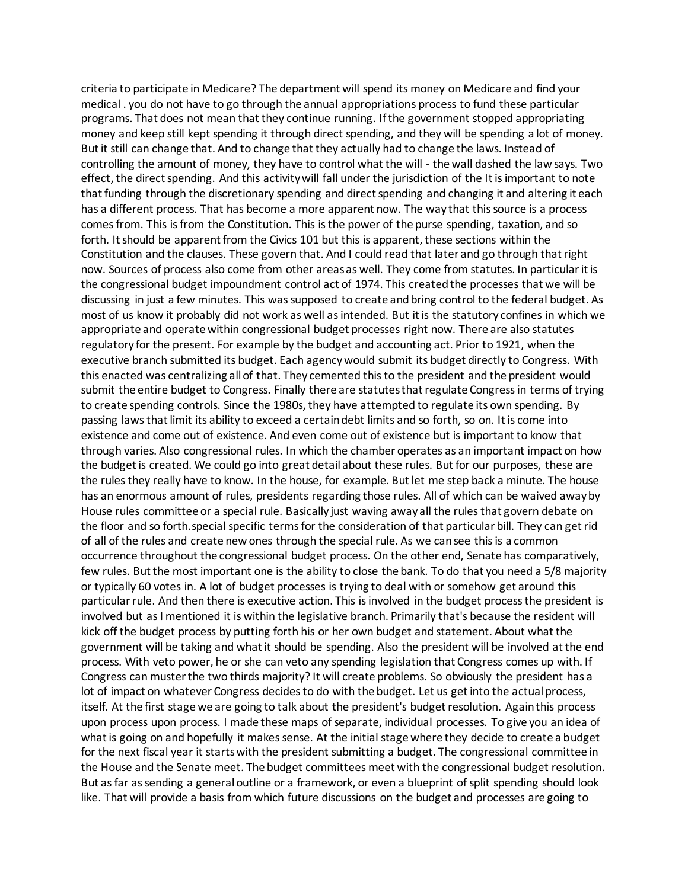criteria to participate in Medicare? The department will spend its money on Medicare and find your medical . you do not have to go through the annual appropriations process to fund these particular programs. That does not mean that they continue running. If the government stopped appropriating money and keep still kept spending it through direct spending, and they will be spending a lot of money. But it still can change that. And to change that they actually had to change the laws. Instead of controlling the amount of money, they have to control what the will - the wall dashed the law says. Two effect, the direct spending. And this activity will fall under the jurisdiction of the It is important to note that funding through the discretionary spending and direct spending and changing it and altering it each has a different process. That has become a more apparent now. The way that this source is a process comes from. This is from the Constitution. This is the power of the purse spending, taxation, and so forth. It should be apparent from the Civics 101 but this is apparent, these sections within the Constitution and the clauses. These govern that. And I could read that later and go through that right now. Sources of process also come from other areas as well. They come from statutes. In particular it is the congressional budget impoundment control act of 1974. This created the processes that we will be discussing in just a few minutes. This was supposed to create and bring control to the federal budget. As most of us know it probably did not work as well as intended. But it is the statutory confines in which we appropriate and operate within congressional budget processes right now. There are also statutes regulatory for the present. For example by the budget and accounting act. Prior to 1921, when the executive branch submitted its budget. Each agency would submit its budget directly to Congress. With this enacted was centralizing all of that. They cemented this to the president and the president would submit the entire budget to Congress. Finally there are statutes that regulate Congress in terms of trying to create spending controls. Since the 1980s, they have attempted to regulate its own spending. By passing laws that limit its ability to exceed a certain debt limits and so forth, so on. It is come into existence and come out of existence. And even come out of existence but is important to know that through varies. Also congressional rules. In which the chamber operates as an important impact on how the budget is created. We could go into great detail about these rules. But for our purposes, these are the rules they really have to know. In the house, for example. But let me step back a minute. The house has an enormous amount of rules, presidents regarding those rules. All of which can be waived away by House rules committee or a special rule. Basically just waving away all the rules that govern debate on the floor and so forth.special specific terms for the consideration of that particular bill. They can get rid of all of the rules and create new ones through the special rule. As we can see this is a common occurrence throughout the congressional budget process. On the other end, Senate has comparatively, few rules. But the most important one is the ability to close the bank. To do that you need a 5/8 majority or typically 60 votes in. A lot of budget processes is trying to deal with or somehow get around this particular rule. And then there is executive action. This is involved in the budget process the president is involved but as I mentioned it is within the legislative branch. Primarily that's because the resident will kick off the budget process by putting forth his or her own budget and statement. About what the government will be taking and what it should be spending. Also the president will be involved at the end process. With veto power, he or she can veto any spending legislation that Congress comes up with. If Congress can muster the two thirds majority? It will create problems. So obviously the president has a lot of impact on whatever Congress decides to do with the budget. Let us get into the actual process, itself. At the first stage we are going to talk about the president's budget resolution. Again this process upon process upon process. I made these maps of separate, individual processes. To give you an idea of what is going on and hopefully it makes sense. At the initial stage where they decide to create a budget for the next fiscal year it starts with the president submitting a budget. The congressional committee in the House and the Senate meet. The budget committees meet with the congressional budget resolution. But as far as sending a general outline or a framework, or even a blueprint of split spending should look like. That will provide a basis from which future discussions on the budget and processes are going to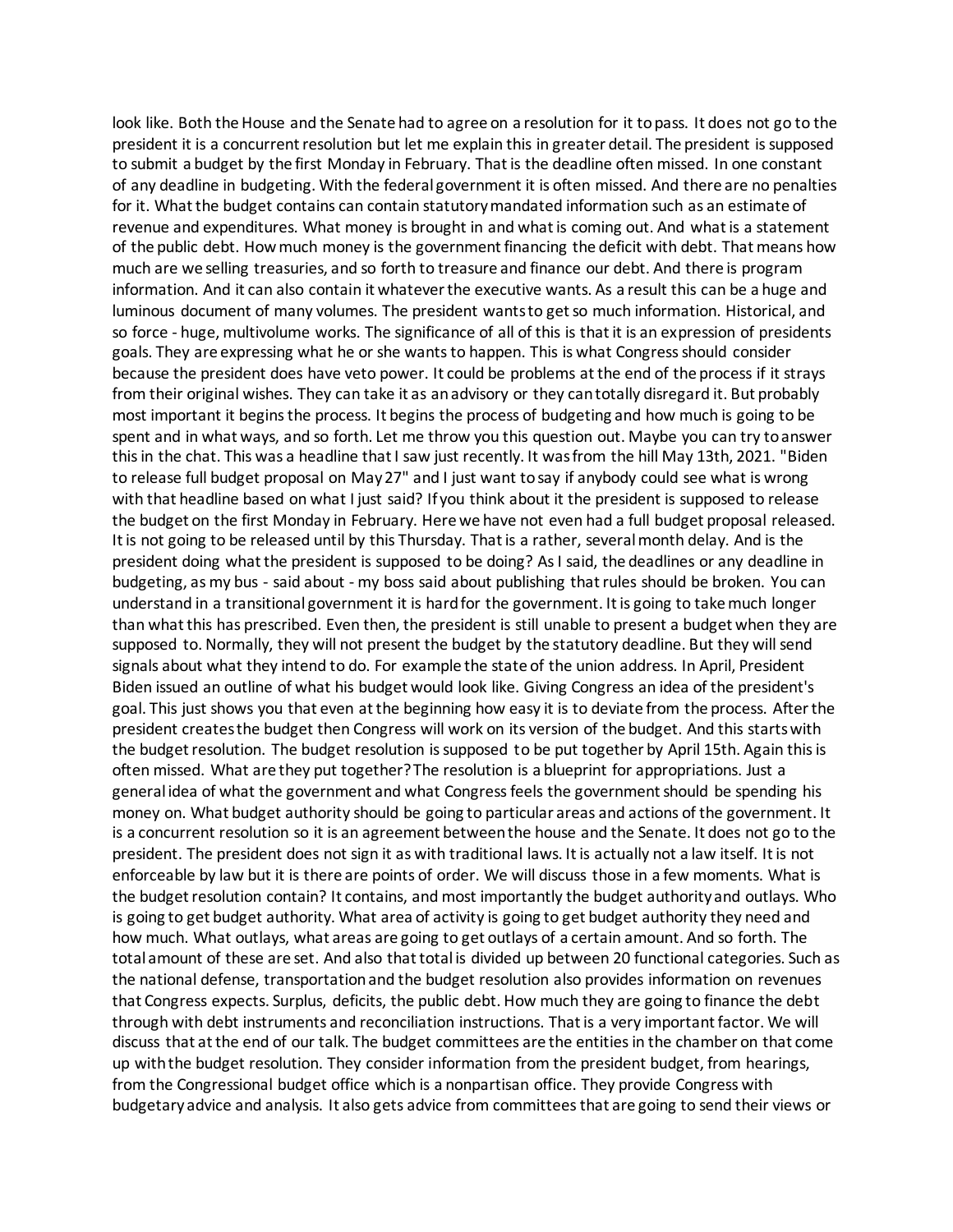look like. Both the House and the Senate had to agree on a resolution for it to pass. It does not go to the president it is a concurrent resolution but let me explain this in greater detail. The president is supposed to submit a budget by the first Monday in February. That is the deadline often missed. In one constant of any deadline in budgeting. With the federal government it is often missed. And there are no penalties for it. What the budget contains can contain statutory mandated information such as an estimate of revenue and expenditures. What money is brought in and what is coming out. And what is a statement of the public debt. How much money is the government financing the deficit with debt. That means how much are we selling treasuries, and so forth to treasure and finance our debt. And there is program information. And it can also contain it whatever the executive wants. As a result this can be a huge and luminous document of many volumes. The president wants to get so much information. Historical, and so force - huge, multivolume works. The significance of all of this is that it is an expression of presidents goals. They are expressing what he or she wants to happen. This is what Congress should consider because the president does have veto power. It could be problems at the end of the process if it strays from their original wishes. They can take it as an advisory or they can totally disregard it. But probably most important it begins the process. It begins the process of budgeting and how much is going to be spent and in what ways, and so forth. Let me throw you this question out. Maybe you can try to answer this in the chat. This was a headline that I saw just recently. It was from the hill May 13th, 2021. "Biden to release full budget proposal on May 27" and I just want to say if anybody could see what is wrong with that headline based on what I just said? If you think about it the president is supposed to release the budget on the first Monday in February. Here we have not even had a full budget proposal released. It is not going to be released until by this Thursday. That is a rather, several month delay. And is the president doing what the president is supposed to be doing? As I said, the deadlines or any deadline in budgeting, as my bus - said about - my boss said about publishing that rules should be broken. You can understand in a transitional government it is hard for the government. It is going to take much longer than what this has prescribed. Even then, the president is still unable to present a budget when they are supposed to. Normally, they will not present the budget by the statutory deadline. But they will send signals about what they intend to do. For example the state of the union address. In April, President Biden issued an outline of what his budget would look like. Giving Congress an idea of the president's goal. This just shows you that even at the beginning how easy it is to deviate from the process. After the president creates the budget then Congress will work on its version of the budget. And this starts with the budget resolution. The budget resolution is supposed to be put together by April 15th. Again this is often missed. What are they put together? The resolution is a blueprint for appropriations. Just a general idea of what the government and what Congress feels the government should be spending his money on. What budget authority should be going to particular areas and actions of the government. It is a concurrent resolution so it is an agreement between the house and the Senate. It does not go to the president. The president does not sign it as with traditional laws. It is actually not a law itself. It is not enforceable by law but it is there are points of order. We will discuss those in a few moments. What is the budget resolution contain? It contains, and most importantly the budget authority and outlays. Who is going to get budget authority. What area of activity is going to get budget authority they need and how much. What outlays, what areas are going to get outlays of a certain amount. And so forth. The total amount of these are set. And also that total is divided up between 20 functional categories. Such as the national defense, transportation and the budget resolution also provides information on revenues that Congress expects. Surplus, deficits, the public debt. How much they are going to finance the debt through with debt instruments and reconciliation instructions. That is a very important factor. We will discuss that at the end of our talk. The budget committees are the entities in the chamber on that come up with the budget resolution. They consider information from the president budget, from hearings, from the Congressional budget office which is a nonpartisan office. They provide Congress with budgetary advice and analysis. It also gets advice from committees that are going to send their views or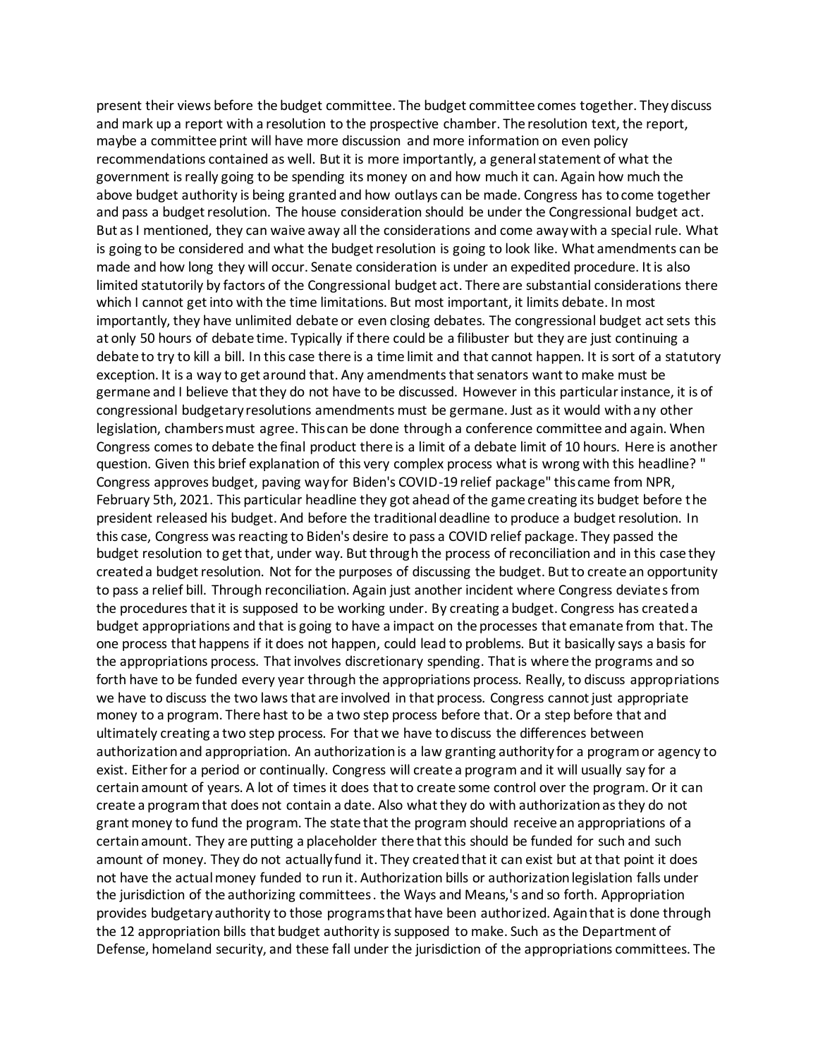present their views before the budget committee. The budget committee comes together. They discuss and mark up a report with a resolution to the prospective chamber. The resolution text, the report, maybe a committee print will have more discussion and more information on even policy recommendations contained as well. But it is more importantly, a general statement of what the government is really going to be spending its money on and how much it can. Again how much the above budget authority is being granted and how outlays can be made. Congress has to come together and pass a budget resolution. The house consideration should be under the Congressional budget act. But as I mentioned, they can waive away all the considerations and come away with a special rule. What is going to be considered and what the budget resolution is going to look like. What amendments can be made and how long they will occur. Senate consideration is under an expedited procedure. It is also limited statutorily by factors of the Congressional budget act. There are substantial considerations there which I cannot get into with the time limitations. But most important, it limits debate. In most importantly, they have unlimited debate or even closing debates. The congressional budget act sets this at only 50 hours of debate time. Typically if there could be a filibuster but they are just continuing a debate to try to kill a bill. In this case there is a time limit and that cannot happen. It is sort of a statutory exception. It is a way to get around that. Any amendments that senators want to make must be germane and I believe that they do not have to be discussed. However in this particular instance, it is of congressional budgetary resolutions amendments must be germane. Just as it would with any other legislation, chambers must agree. This can be done through a conference committee and again. When Congress comes to debate the final product there is a limit of a debate limit of 10 hours. Here is another question. Given this brief explanation of this very complex process what is wrong with this headline? " Congress approves budget, paving way for Biden's COVID-19 relief package" this came from NPR, February 5th, 2021. This particular headline they got ahead of the game creating its budget before the president released his budget. And before the traditional deadline to produce a budget resolution. In this case, Congress was reacting to Biden's desire to pass a COVID relief package. They passed the budget resolution to get that, under way. But through the process of reconciliation and in this case they created a budget resolution. Not for the purposes of discussing the budget. But to create an opportunity to pass a relief bill. Through reconciliation. Again just another incident where Congress deviates from the procedures that it is supposed to be working under. By creating a budget. Congress has created a budget appropriations and that is going to have a impact on the processes that emanate from that. The one process that happens if it does not happen, could lead to problems. But it basically says a basis for the appropriations process. That involves discretionary spending. That is where the programs and so forth have to be funded every year through the appropriations process. Really, to discuss appropriations we have to discuss the two laws that are involved in that process. Congress cannot just appropriate money to a program. There hast to be a two step process before that. Or a step before that and ultimately creating a two step process. For that we have to discuss the differences between authorization and appropriation. An authorization is a law granting authority for a program or agency to exist. Either for a period or continually. Congress will create a program and it will usually say for a certain amount of years. A lot of times it does that to create some control over the program. Or it can create a program that does not contain a date. Also what they do with authorization as they do not grant money to fund the program. The state that the program should receive an appropriations of a certain amount. They are putting a placeholder there that this should be funded for such and such amount of money. They do not actually fund it. They created that it can exist but at that point it does not have the actual money funded to run it. Authorization bills or authorization legislation falls under the jurisdiction of the authorizing committees. the Ways and Means,'s and so forth. Appropriation provides budgetary authority to those programs that have been authorized. Again that is done through the 12 appropriation bills that budget authority is supposed to make. Such as the Department of Defense, homeland security, and these fall under the jurisdiction of the appropriations committees. The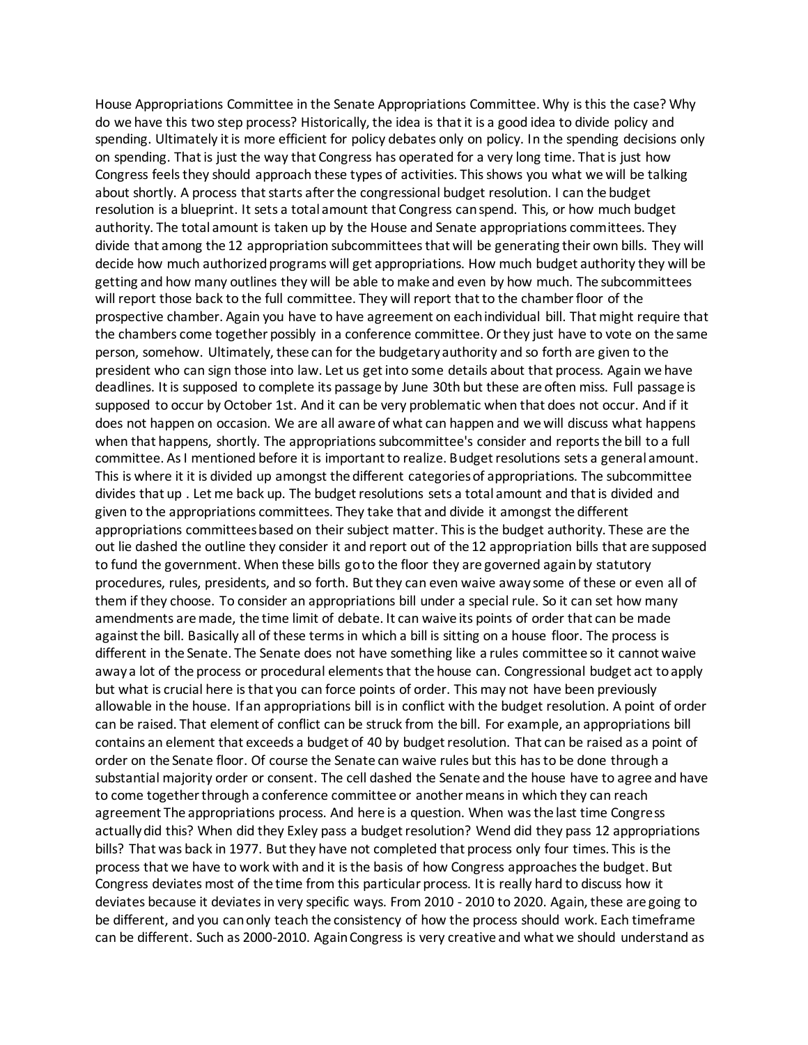House Appropriations Committee in the Senate Appropriations Committee. Why is this the case? Why do we have this two step process? Historically, the idea is that it is a good idea to divide policy and spending. Ultimately it is more efficient for policy debates only on policy. In the spending decisions only on spending. That is just the way that Congress has operated for a very long time. That is just how Congress feels they should approach these types of activities. This shows you what we will be talking about shortly. A process that starts after the congressional budget resolution. I can the budget resolution is a blueprint. It sets a total amount that Congress can spend. This, or how much budget authority. The total amount is taken up by the House and Senate appropriations committees. They divide that among the 12 appropriation subcommittees that will be generating their own bills. They will decide how much authorized programs will get appropriations. How much budget authority they will be getting and how many outlines they will be able to make and even by how much. The subcommittees will report those back to the full committee. They will report that to the chamber floor of the prospective chamber. Again you have to have agreement on each individual bill. That might require that the chambers come together possibly in a conference committee. Or they just have to vote on the same person, somehow. Ultimately, these can for the budgetary authority and so forth are given to the president who can sign those into law. Let us get into some details about that process. Again we have deadlines. It is supposed to complete its passage by June 30th but these are often miss. Full passage is supposed to occur by October 1st. And it can be very problematic when that does not occur. And if it does not happen on occasion. We are all aware of what can happen and we will discuss what happens when that happens, shortly. The appropriations subcommittee's consider and reports the bill to a full committee. As I mentioned before it is important to realize. Budget resolutions sets a general amount. This is where it it is divided up amongst the different categories of appropriations. The subcommittee divides that up . Let me back up. The budget resolutions sets a total amount and that is divided and given to the appropriations committees. They take that and divide it amongst the different appropriations committees based on their subject matter. This is the budget authority. These are the out lie dashed the outline they consider it and report out of the 12 appropriation bills that are supposed to fund the government. When these bills go to the floor they are governed again by statutory procedures, rules, presidents, and so forth. But they can even waive away some of these or even all of them if they choose. To consider an appropriations bill under a special rule. So it can set how many amendments are made, the time limit of debate. It can waive its points of order that can be made against the bill. Basically all of these terms in which a bill is sitting on a house floor. The process is different in the Senate. The Senate does not have something like a rules committee so it cannot waive away a lot of the process or procedural elements that the house can. Congressional budget act to apply but what is crucial here is that you can force points of order. This may not have been previously allowable in the house. If an appropriations bill is in conflict with the budget resolution. A point of order can be raised. That element of conflict can be struck from the bill. For example, an appropriations bill contains an element that exceeds a budget of 40 by budget resolution. That can be raised as a point of order on the Senate floor. Of course the Senate can waive rules but this has to be done through a substantial majority order or consent. The cell dashed the Senate and the house have to agree and have to come together through a conference committee or another means in which they can reach agreement The appropriations process. And here is a question. When was the last time Congress actually did this? When did they Exley pass a budget resolution? Wend did they pass 12 appropriations bills? That was back in 1977. But they have not completed that process only four times. This is the process that we have to work with and it is the basis of how Congress approaches the budget. But Congress deviates most of the time from this particular process. It is really hard to discuss how it deviates because it deviates in very specific ways. From 2010 - 2010 to 2020. Again, these are going to be different, and you can only teach the consistency of how the process should work. Each timeframe can be different. Such as 2000-2010. Again Congress is very creative and what we should understand as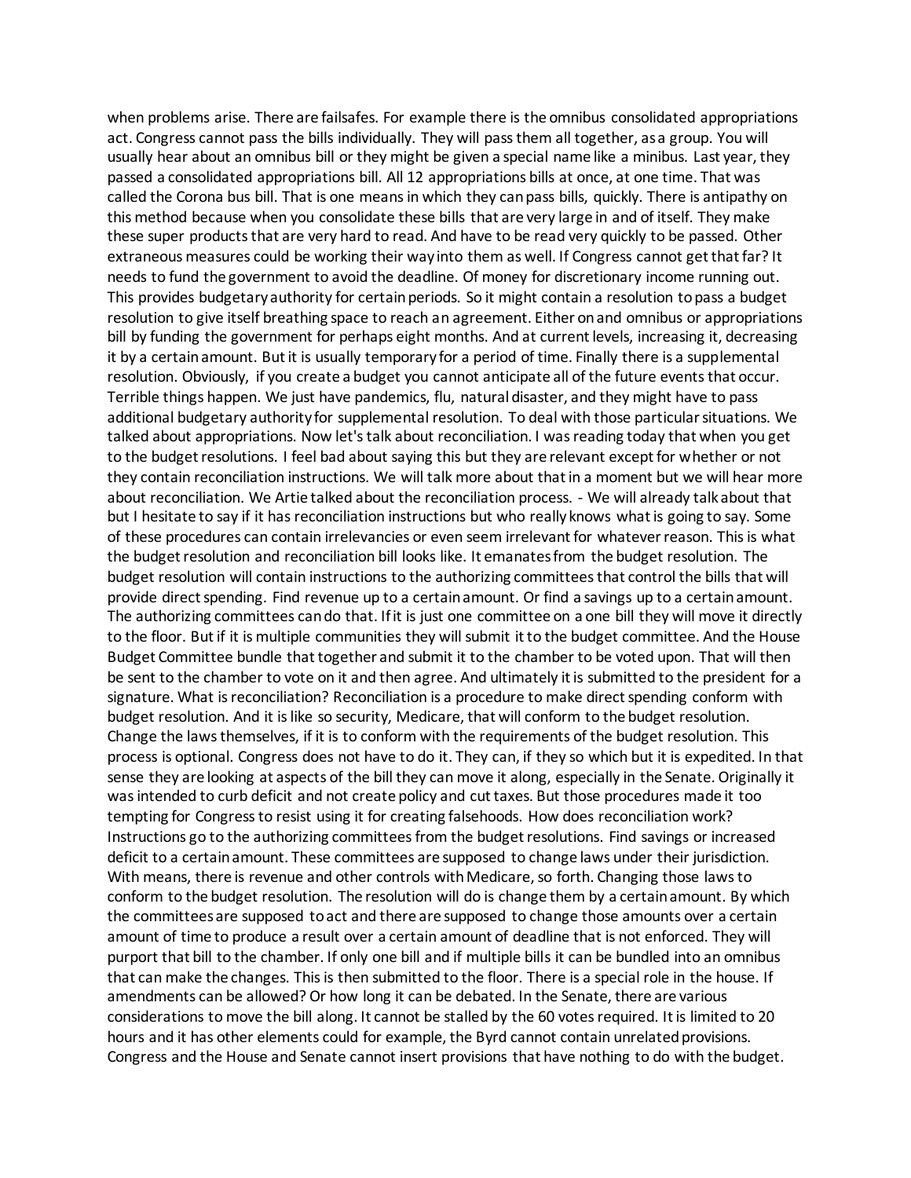when problems arise. There are failsafes. For example there is the omnibus consolidated appropriations act. Congress cannot pass the bills individually. They will pass them all together, as a group. You will usually hear about an omnibus bill or they might be given a special name like a minibus. Last year, they passed a consolidated appropriations bill. All 12 appropriations bills at once, at one time. That was called the Corona bus bill. That is one means in which they can pass bills, quickly. There is antipathy on this method because when you consolidate these bills that are very large in and of itself. They make these super products that are very hard to read. And have to be read very quickly to be passed. Other extraneous measures could be working their way into them as well. If Congress cannot get that far? It needs to fund the government to avoid the deadline. Of money for discretionary income running out. This provides budgetary authority for certain periods. So it might contain a resolution to pass a budget resolution to give itself breathing space to reach an agreement. Either on and omnibus or appropriations bill by funding the government for perhaps eight months. And at current levels, increasing it, decreasing it by a certain amount. But it is usually temporary for a period of time. Finally there is a supplemental resolution. Obviously, if you create a budget you cannot anticipate all of the future events that occur. Terrible things happen. We just have pandemics, flu, natural disaster, and they might have to pass additional budgetary authority for supplemental resolution. To deal with those particular situations. We talked about appropriations. Now let's talk about reconciliation. I was reading today that when you get to the budget resolutions. I feel bad about saying this but they are relevant except for whether or not they contain reconciliation instructions. We will talk more about that in a moment but we will hear more about reconciliation. We Artie talked about the reconciliation process. - We will already talk about that but I hesitate to say if it has reconciliation instructions but who really knows what is going to say. Some of these procedures can contain irrelevancies or even seem irrelevant for whatever reason. This is what the budget resolution and reconciliation bill looks like. It emanates from the budget resolution. The budget resolution will contain instructions to the authorizing committees that control the bills that will provide direct spending. Find revenue up to a certain amount. Or find a savings up to a certain amount. The authorizing committees can do that. If it is just one committee on a one bill they will move it directly to the floor. But if it is multiple communities they will submit it to the budget committee. And the House Budget Committee bundle that together and submit it to the chamber to be voted upon. That will then be sent to the chamber to vote on it and then agree. And ultimately it is submitted to the president for a signature. What is reconciliation? Reconciliation is a procedure to make direct spending conform with budget resolution. And it is like so security, Medicare, that will conform to the budget resolution. Change the laws themselves, if it is to conform with the requirements of the budget resolution. This process is optional. Congress does not have to do it. They can, if they so which but it is expedited. In that sense they are looking at aspects of the bill they can move it along, especially in the Senate. Originally it was intended to curb deficit and not create policy and cut taxes. But those procedures made it too tempting for Congress to resist using it for creating falsehoods. How does reconciliation work? Instructions go to the authorizing committees from the budget resolutions. Find savings or increased deficit to a certain amount. These committees are supposed to change laws under their jurisdiction. With means, there is revenue and other controls with Medicare, so forth. Changing those laws to conform to the budget resolution. The resolution will do is change them by a certain amount. By which the committees are supposed to act and there are supposed to change those amounts over a certain amount of time to produce a result over a certain amount of deadline that is not enforced. They will purport that bill to the chamber. If only one bill and if multiple bills it can be bundled into an omnibus that can make the changes. This is then submitted to the floor. There is a special role in the house. If amendments can be allowed? Or how long it can be debated. In the Senate, there are various considerations to move the bill along. It cannot be stalled by the 60 votes required. It is limited to 20 hours and it has other elements could for example, the Byrd cannot contain unrelated provisions. Congress and the House and Senate cannot insert provisions that have nothing to do with the budget.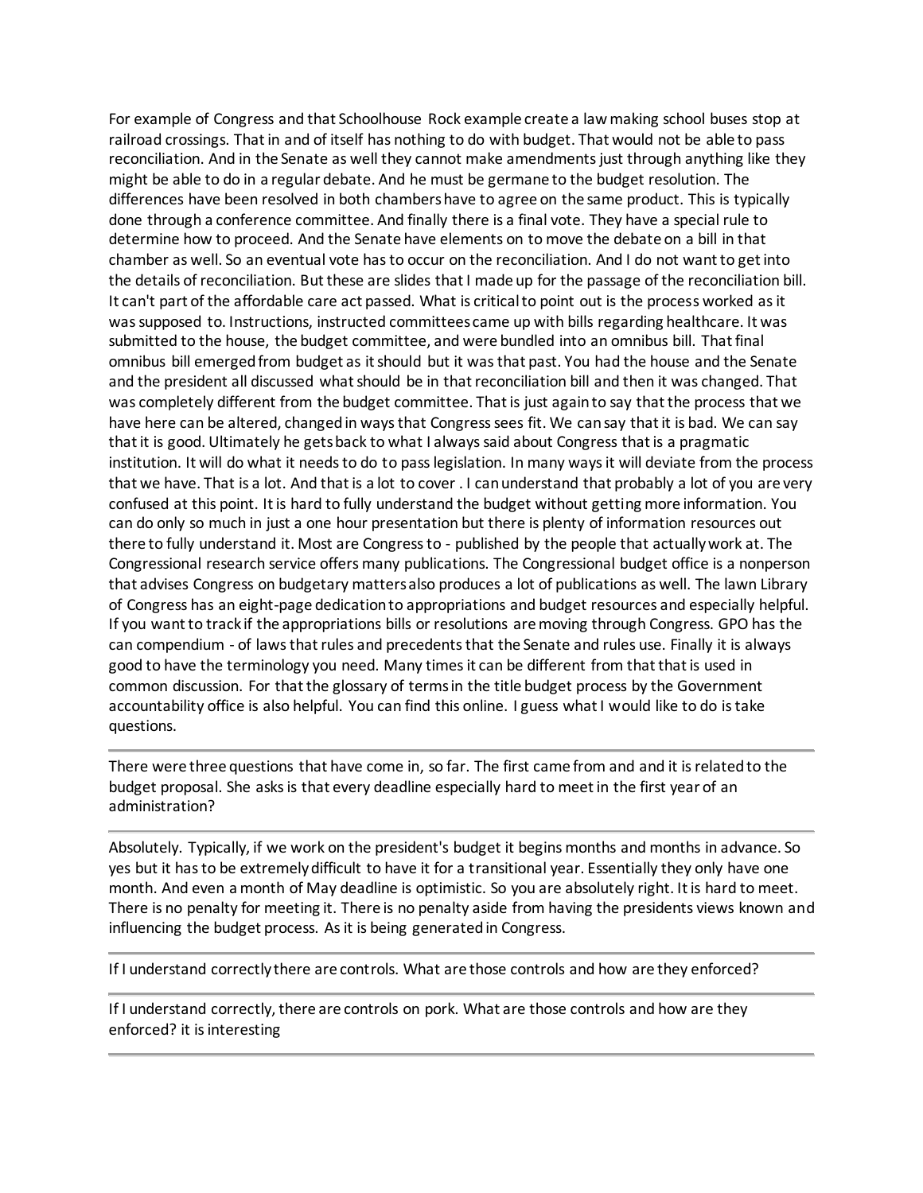For example of Congress and that Schoolhouse Rock example create a law making school buses stop at railroad crossings. That in and of itself has nothing to do with budget. That would not be able to pass reconciliation. And in the Senate as well they cannot make amendments just through anything like they might be able to do in a regular debate. And he must be germane to the budget resolution. The differences have been resolved in both chambers have to agree on the same product. This is typically done through a conference committee. And finally there is a final vote. They have a special rule to determine how to proceed. And the Senate have elements on to move the debate on a bill in that chamber as well. So an eventual vote has to occur on the reconciliation. And I do not want to get into the details of reconciliation. But these are slides that I made up for the passage of the reconciliation bill. It can't part of the affordable care act passed. What is critical to point out is the process worked as it was supposed to. Instructions, instructed committees came up with bills regarding healthcare. It was submitted to the house, the budget committee, and were bundled into an omnibus bill. That final omnibus bill emerged from budget as it should but it was that past. You had the house and the Senate and the president all discussed what should be in that reconciliation bill and then it was changed. That was completely different from the budget committee. That is just again to say that the process that we have here can be altered, changed in ways that Congress sees fit. We can say that it is bad. We can say that it is good. Ultimately he gets back to what I always said about Congress that is a pragmatic institution. It will do what it needs to do to pass legislation. In many ways it will deviate from the process that we have. That is a lot. And that is a lot to cover . I can understand that probably a lot of you are very confused at this point. It is hard to fully understand the budget without getting more information. You can do only so much in just a one hour presentation but there is plenty of information resources out there to fully understand it. Most are Congress to - published by the people that actually work at. The Congressional research service offers many publications. The Congressional budget office is a nonperson that advises Congress on budgetary matters also produces a lot of publications as well. The lawn Library of Congress has an eight-page dedication to appropriations and budget resources and especially helpful. If you want to track if the appropriations bills or resolutions are moving through Congress. GPO has the can compendium - of laws that rules and precedents that the Senate and rules use. Finally it is always good to have the terminology you need. Many times it can be different from that that is used in common discussion. For that the glossary of terms in the title budget process by the Government accountability office is also helpful. You can find this online. I guess what I would like to do is take questions.

---

There were three questions that have come in, so far. The first came from and and it is related to the budget proposal. She asks is that every deadline especially hard to meet in the first year of an administration?

---

Absolutely. Typically, if we work on the president's budget it begins months and months in advance. So yes but it has to be extremely difficult to have it for a transitional year. Essentially they only have one month. And even a month of May deadline is optimistic. So you are absolutely right. It is hard to meet. There is no penalty for meeting it. There is no penalty aside from having the presidents views known and influencing the budget process. As it is being generated in Congress.

---

If I understand correctly there are controls. What are those controls and how are they enforced?

---

If I understand correctly, there are controls on pork. What are those controls and how are they enforced? it is interesting

---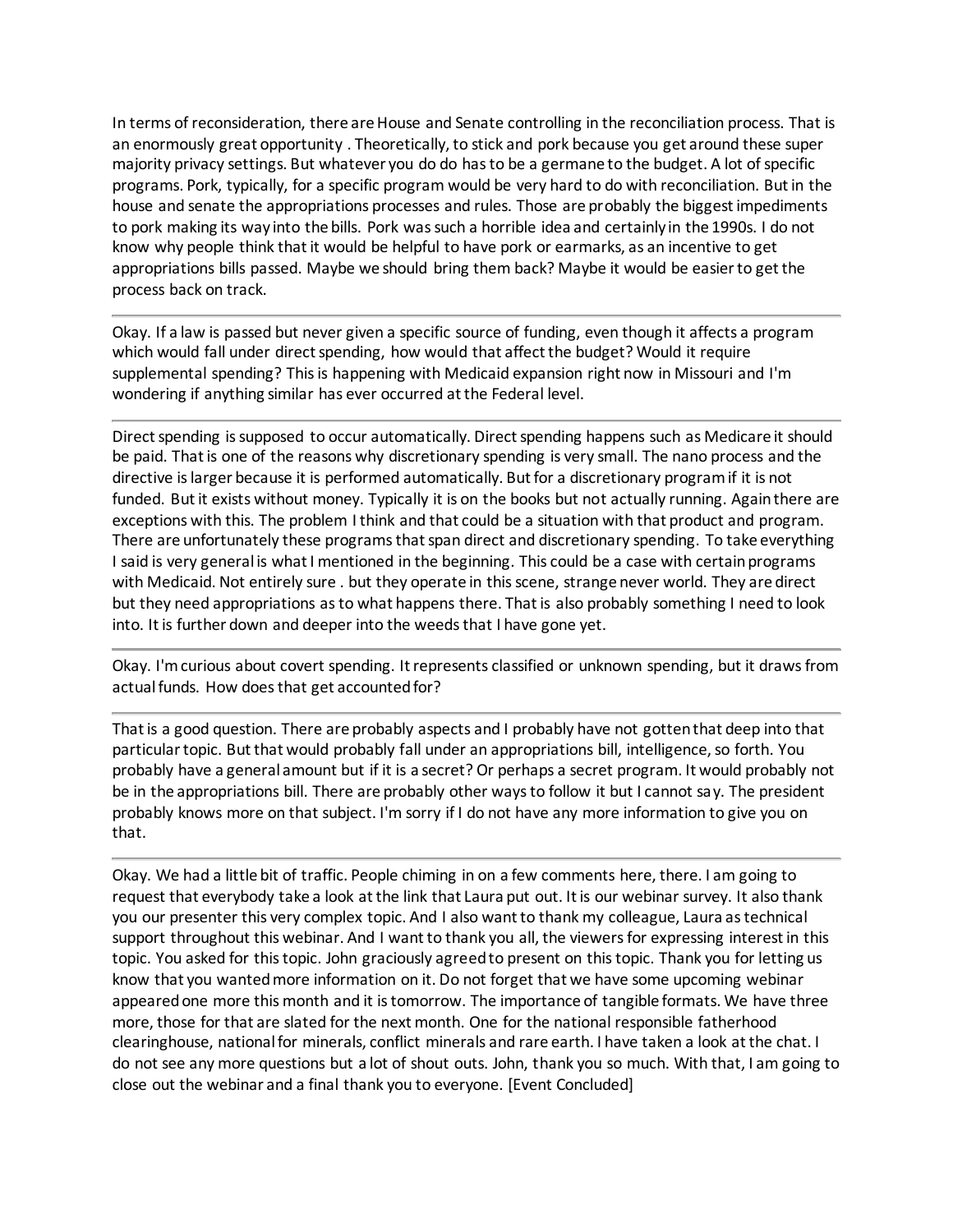In terms of reconsideration, there are House and Senate controlling in the reconciliation process. That is an enormously great opportunity . Theoretically, to stick and pork because you get around these super majority privacy settings. But whatever you do do has to be a germane to the budget. A lot of specific programs. Pork, typically, for a specific program would be very hard to do with reconciliation. But in the house and senate the appropriations processes and rules. Those are probably the biggest impediments to pork making its way into the bills. Pork was such a horrible idea and certainly in the 1990s. I do not know why people think that it would be helpful to have pork or earmarks, as an incentive to get appropriations bills passed. Maybe we should bring them back? Maybe it would be easier to get the process back on track.

---

Okay. If a law is passed but never given a specific source of funding, even though it affects a program which would fall under direct spending, how would that affect the budget? Would it require supplemental spending? This is happening with Medicaid expansion right now in Missouri and I'm wondering if anything similar has ever occurred at the Federal level.

---

Direct spending is supposed to occur automatically. Direct spending happens such as Medicare it should be paid. That is one of the reasons why discretionary spending is very small. The nano process and the directive is larger because it is performed automatically. But for a discretionary program if it is not funded. But it exists without money. Typically it is on the books but not actually running. Again there are exceptions with this. The problem I think and that could be a situation with that product and program. There are unfortunately these programs that span direct and discretionary spending. To take everything I said is very general is what I mentioned in the beginning. This could be a case with certain programs with Medicaid. Not entirely sure . but they operate in this scene, strange never world. They are direct but they need appropriations as to what happens there. That is also probably something I need to look into. It is further down and deeper into the weeds that I have gone yet.

---

Okay. I'm curious about covert spending. It represents classified or unknown spending, but it draws from actual funds. How does that get accounted for?

---

That is a good question. There are probably aspects and I probably have not gotten that deep into that particular topic. But that would probably fall under an appropriations bill, intelligence, so forth. You probably have a general amount but if it is a secret? Or perhaps a secret program. It would probably not be in the appropriations bill. There are probably other ways to follow it but I cannot say. The president probably knows more on that subject. I'm sorry if I do not have any more information to give you on that.

---

Okay. We had a little bit of traffic. People chiming in on a few comments here, there. I am going to request that everybody take a look at the link that Laura put out. It is our webinar survey. It also thank you our presenter this very complex topic. And I also want to thank my colleague, Laura as technical support throughout this webinar. And I want to thank you all, the viewers for expressing interest in this topic. You asked for this topic. John graciously agreed to present on this topic. Thank you for letting us know that you wanted more information on it. Do not forget that we have some upcoming webinar appeared one more this month and it is tomorrow. The importance of tangible formats. We have three more, those for that are slated for the next month. One for the national responsible fatherhood clearinghouse, national for minerals, conflict minerals and rare earth. I have taken a look at the chat. I do not see any more questions but a lot of shout outs. John, thank you so much. With that, I am going to close out the webinar and a final thank you to everyone. [Event Concluded]